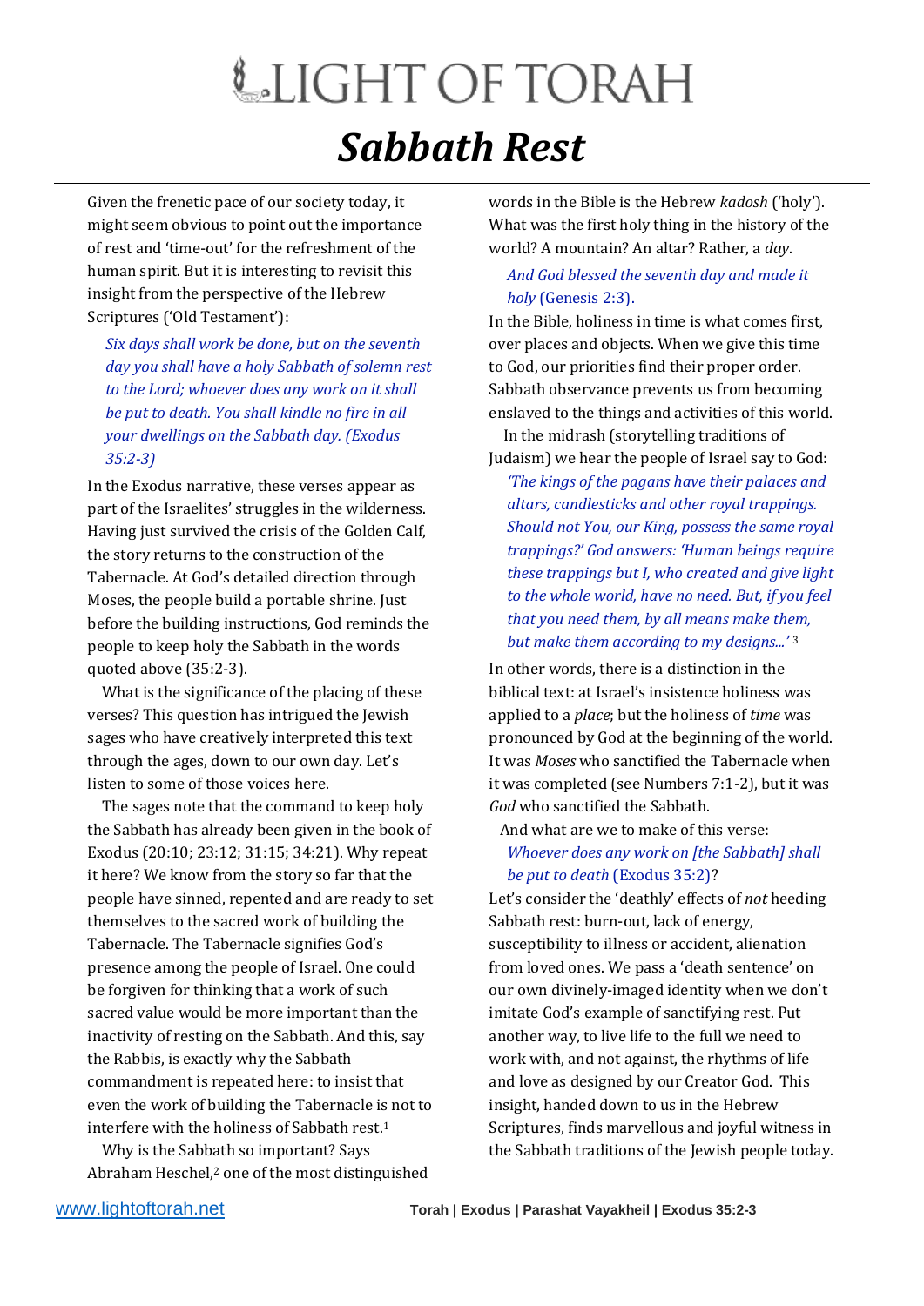# LIGHT OF TORAH

## *Sabbath Rest*

Given the frenetic pace of our society today, it might seem obvious to point out the importance of rest and 'time-out' for the refreshment of the human spirit. But it is interesting to revisit this insight from the perspective of the Hebrew Scriptures ('Old Testament'):

> *Six days shall work be done, but on the seventh day you shall have a holy Sabbath of solemn rest to the Lord; whoever does any work on it shall be put to death. You shall kindle no fire in all your dwellings on the Sabbath day. (Exodus 35:2-3)*

In the Exodus narrative, these verses appear as part of the Israelites' struggles in the wilderness. Having just survived the crisis of the Golden Calf, the story returns to the construction of the Tabernacle. At God's detailed direction through Moses, the people build a portable shrine. Just before the building instructions, God reminds the people to keep holy the Sabbath in the words quoted above (35:2-3).

What is the significance of the placing of these verses? This question has intrigued the Jewish sages who have creatively interpreted this text through the ages, down to our own day. Let's listen to some of those voices here.

The sages note that the command to keep holy the Sabbath has already been given in the book of Exodus (20:10; 23:12; 31:15; 34:21). Why repeat it here? We know from the story so far that the people have sinned, repented and are ready to set themselves to the sacred work of building the Tabernacle. The Tabernacle signifies God's presence among the people of Israel. One could be forgiven for thinking that a work of such sacred value would be more important than the inactivity of resting on the Sabbath. And this, say the Rabbis, is exactly why the Sabbath commandment is repeated here: to insist that even the work of building the Tabernacle is not to interfere with the holiness of Sabbath rest.[1]

Why is the Sabbath so important? Says Abraham Heschel,[2] one of the most distinguished words in the Bible is the Hebrew *kadosh* ('holy'). What was the first holy thing in the history of the world? A mountain? An altar? Rather, a *day*.

> *And God blessed the seventh day and made it holy* (Genesis 2:3).

In the Bible, holiness in time is what comes first, over places and objects. When we give this time to God, our priorities find their proper order. Sabbath observance prevents us from becoming enslaved to the things and activities of this world.

In the midrash (storytelling traditions of Judaism) we hear the people of Israel say to God:

> *'The kings of the pagans have their palaces and altars, candlesticks and other royal trappings. Should not You, our King, possess the same royal trappings?' God answers: 'Human beings require these trappings but I, who created and give light to the whole world, have no need. But, if you feel that you need them, by all means make them, but make them according to my designs...'* [3]

In other words, there is a distinction in the biblical text: at Israel's insistence holiness was applied to a *place*; but the holiness of *time* was pronounced by God at the beginning of the world. It was *Moses* who sanctified the Tabernacle when it was completed (see Numbers 7:1-2), but it was *God* who sanctified the Sabbath.

And what are we to make of this verse:

> *Whoever does any work on [the Sabbath] shall be put to death* (Exodus 35:2)?

Let's consider the 'deathly' effects of *not* heeding Sabbath rest: burn-out, lack of energy, susceptibility to illness or accident, alienation from loved ones. We pass a 'death sentence' on our own divinely-imaged identity when we don't imitate God's example of sanctifying rest. Put another way, to live life to the full we need to work with, and not against, the rhythms of life and love as designed by our Creator God. This insight, handed down to us in the Hebrew Scriptures, finds marvellous and joyful witness in the Sabbath traditions of the Jewish people today.

www.lightoftorah.net Torah | Exodus | Parashat Vayakheil | Exodus 35:2-3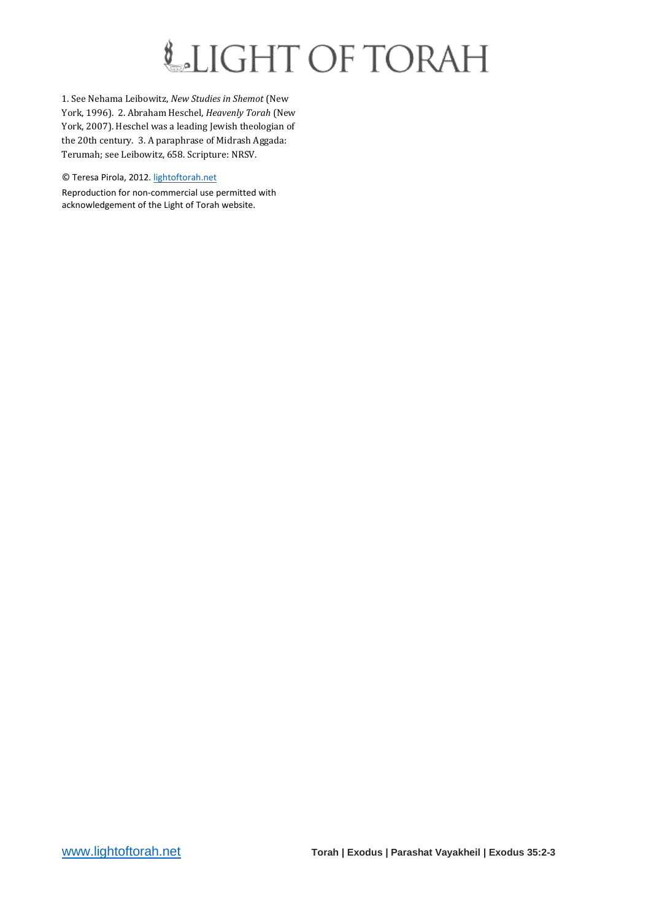1. See Nehama Leibowitz, *New Studies in Shemot* (New York, 1996). 2. Abraham Heschel, *Heavenly Torah* (New York, 2007). Heschel was a leading Jewish theologian of the 20th century. 3. A paraphrase of Midrash Aggada: Terumah; see Leibowitz, 658. Scripture: NRSV.

© Teresa Pirola, 2012. lightoftorah.net

Reproduction for non-commercial use permitted with acknowledgement of the Light of Torah website.